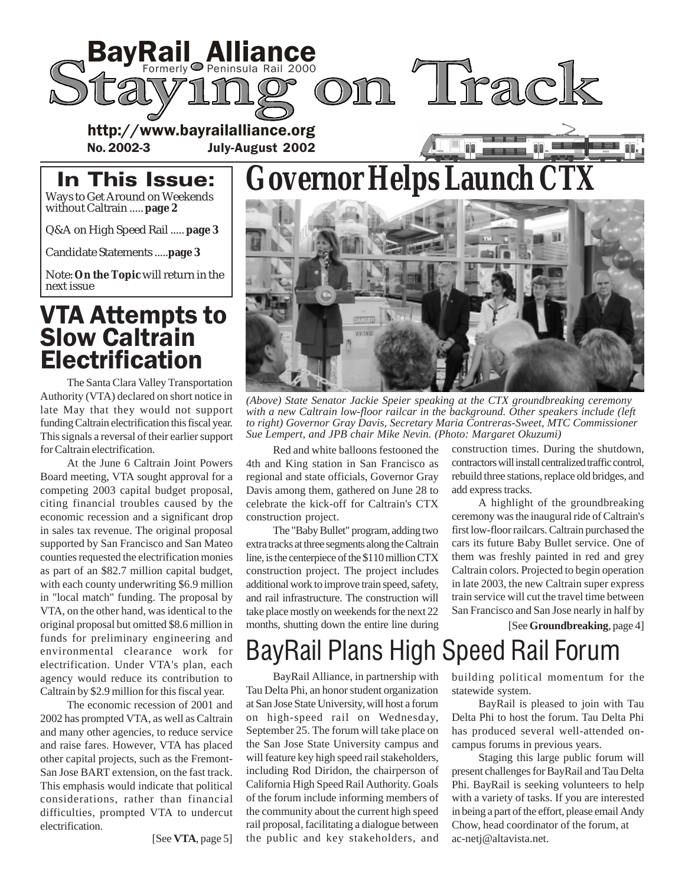# BayRail Alliance

Formerly Peninsula Rail 2000

# Staying on Track

http://www.bayrailalliance.org

**No. 2002-3** **July-August 2002**

## In This Issue:

Ways to Get Around on Weekends without Caltrain ..... **page 2**

Q&A on High Speed Rail ..... **page 3**

Candidate Statements .....**page 3**

Note: **On the Topic** will return in the next issue

# Governor Helps Launch CTX

*(Above) State Senator Jackie Speier speaking at the CTX groundbreaking ceremony with a new Caltrain low-floor railcar in the background. Other speakers include (left to right) Governor Gray Davis, Secretary Maria Contreras-Sweet, MTC Commissioner Sue Lempert, and JPB chair Mike Nevin. (Photo: Margaret Okuzumi)*

Red and white balloons festooned the 4th and King station in San Francisco as regional and state officials, Governor Gray Davis among them, gathered on June 28 to celebrate the kick-off for Caltrain's CTX construction project.

The "Baby Bullet" program, adding two extra tracks at three segments along the Caltrain line, is the centerpiece of the $110 million CTX construction project. The project includes additional work to improve train speed, safety, and rail infrastructure. The construction will take place mostly on weekends for the next 22 months, shutting down the entire line during construction times. During the shutdown, contractors will install centralized traffic control, rebuild three stations, replace old bridges, and add express tracks.

A highlight of the groundbreaking ceremony was the inaugural ride of Caltrain's first low-floor railcars. Caltrain purchased the cars its future Baby Bullet service. One of them was freshly painted in red and grey Caltrain colors. Projected to begin operation in late 2003, the new Caltrain super express train service will cut the travel time between San Francisco and San Jose nearly in half by

[See **Groundbreaking**, page 4]

# VTA Attempts to Slow Caltrain Electrification

The Santa Clara Valley Transportation Authority (VTA) declared on short notice in late May that they would not support funding Caltrain electrification this fiscal year. This signals a reversal of their earlier support for Caltrain electrification.

At the June 6 Caltrain Joint Powers Board meeting, VTA sought approval for a competing 2003 capital budget proposal, citing financial troubles caused by the economic recession and a significant drop in sales tax revenue. The original proposal supported by San Francisco and San Mateo counties requested the electrification monies as part of an $82.7 million capital budget, with each county underwriting $6.9 million in "local match" funding. The proposal by VTA, on the other hand, was identical to the original proposal but omitted $8.6 million in funds for preliminary engineering and environmental clearance work for electrification. Under VTA's plan, each agency would reduce its contribution to Caltrain by $2.9 million for this fiscal year.

The economic recession of 2001 and 2002 has prompted VTA, as well as Caltrain and many other agencies, to reduce service and raise fares. However, VTA has placed other capital projects, such as the Fremont-San Jose BART extension, on the fast track. This emphasis would indicate that political considerations, rather than financial difficulties, prompted VTA to undercut electrification.

[See **VTA**, page 5]

# BayRail Plans High Speed Rail Forum

BayRail Alliance, in partnership with Tau Delta Phi, an honor student organization at San Jose State University, will host a forum on high-speed rail on Wednesday, September 25. The forum will take place on the San Jose State University campus and will feature key high speed rail stakeholders, including Rod Diridon, the chairperson of California High Speed Rail Authority. Goals of the forum include informing members of the community about the current high speed rail proposal, facilitating a dialogue between the public and key stakeholders, and building political momentum for the statewide system.

BayRail is pleased to join with Tau Delta Phi to host the forum. Tau Delta Phi has produced several well-attended on-campus forums in previous years.

Staging this large public forum will present challenges for BayRail and Tau Delta Phi. BayRail is seeking volunteers to help with a variety of tasks. If you are interested in being a part of the effort, please email Andy Chow, head coordinator of the forum, at ac-netj@altavista.net.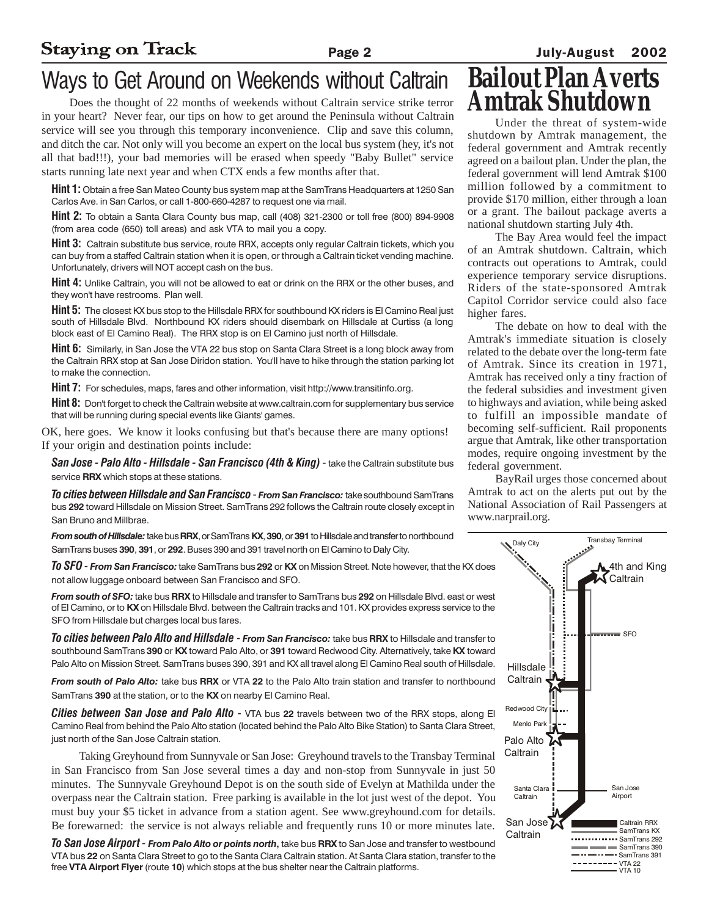# Ways to Get Around on Weekends without Caltrain

Does the thought of 22 months of weekends without Caltrain service strike terror in your heart? Never fear, our tips on how to get around the Peninsula without Caltrain service will see you through this temporary inconvenience. Clip and save this column, and ditch the car. Not only will you become an expert on the local bus system (hey, it's not all that bad!!!), your bad memories will be erased when speedy "Baby Bullet" service starts running late next year and when CTX ends a few months after that.

**Hint 1:** Obtain a free San Mateo County bus system map at the SamTrans Headquarters at 1250 San Carlos Ave. in San Carlos, or call 1-800-660-4287 to request one via mail.

**Hint 2:** To obtain a Santa Clara County bus map, call (408) 321-2300 or toll free (800) 894-9908 (from area code (650) toll areas) and ask VTA to mail you a copy.

**Hint 3:** Caltrain substitute bus service, route RRX, accepts only regular Caltrain tickets, which you can buy from a staffed Caltrain station when it is open, or through a Caltrain ticket vending machine. Unfortunately, drivers will NOT accept cash on the bus.

**Hint 4:** Unlike Caltrain, you will not be allowed to eat or drink on the RRX or the other buses, and they won't have restrooms. Plan well.

**Hint 5:** The closest KX bus stop to the Hillsdale RRX for southbound KX riders is El Camino Real just south of Hillsdale Blvd. Northbound KX riders should disembark on Hillsdale at Curtiss (a long block east of El Camino Real). The RRX stop is on El Camino just north of Hillsdale.

**Hint 6:** Similarly, in San Jose the VTA 22 bus stop on Santa Clara Street is a long block away from the Caltrain RRX stop at San Jose Diridon station. You'll have to hike through the station parking lot to make the connection.

**Hint 7:** For schedules, maps, fares and other information, visit http://www.transitinfo.org.

**Hint 8:** Don't forget to check the Caltrain website at www.caltrain.com for supplementary bus service that will be running during special events like Giants' games.

OK, here goes. We know it looks confusing but that's because there are many options! If your origin and destination points include:

***San Jose - Palo Alto - Hillsdale - San Francisco (4th & King)*** - take the Caltrain substitute bus service **RRX** which stops at these stations.

***To cities between Hillsdale and San Francisco*** - ***From San Francisco:*** take southbound SamTrans bus **292** toward Hillsdale on Mission Street. SamTrans 292 follows the Caltrain route closely except in San Bruno and Millbrae.

***From south of Hillsdale:*** take bus **RRX**, or SamTrans **KX**, **390**, or **391** to Hillsdale and transfer to northbound SamTrans buses **390**, **391**, or **292**. Buses 390 and 391 travel north on El Camino to Daly City.

***To SFO*** - ***From San Francisco:*** take SamTrans bus **292** or **KX** on Mission Street. Note however, that the KX does not allow luggage onboard between San Francisco and SFO.

***From south of SFO:*** take bus **RRX** to Hillsdale and transfer to SamTrans bus **292** on Hillsdale Blvd. east or west of El Camino, or to **KX** on Hillsdale Blvd. between the Caltrain tracks and 101. KX provides express service to the SFO from Hillsdale but charges local bus fares.

***To cities between Palo Alto and Hillsdale*** - ***From San Francisco:*** take bus **RRX** to Hillsdale and transfer to southbound SamTrans **390** or **KX** toward Palo Alto, or **391** toward Redwood City. Alternatively, take **KX** toward Palo Alto on Mission Street. SamTrans buses 390, 391 and KX all travel along El Camino Real south of Hillsdale.

***From south of Palo Alto:*** take bus **RRX** or VTA **22** to the Palo Alto train station and transfer to northbound SamTrans **390** at the station, or to the **KX** on nearby El Camino Real.

***Cities between San Jose and Palo Alto*** - VTA bus **22** travels between two of the RRX stops, along El Camino Real from behind the Palo Alto station (located behind the Palo Alto Bike Station) to Santa Clara Street, just north of the San Jose Caltrain station.

Taking Greyhound from Sunnyvale or San Jose: Greyhound travels to the Transbay Terminal in San Francisco from San Jose several times a day and non-stop from Sunnyvale in just 50 minutes. The Sunnyvale Greyhound Depot is on the south side of Evelyn at Mathilda under the overpass near the Caltrain station. Free parking is available in the lot just west of the depot. You must buy your $5 ticket in advance from a station agent. See www.greyhound.com for details. Be forewarned: the service is not always reliable and frequently runs 10 or more minutes late.

***To San Jose Airport*** - ***From Palo Alto or points north***, take bus **RRX** to San Jose and transfer to westbound VTA bus **22** on Santa Clara Street to go to the Santa Clara Caltrain station. At Santa Clara station, transfer to the free **VTA Airport Flyer** (route **10**) which stops at the bus shelter near the Caltrain platforms.

Daly City · Transbay Terminal · 4th and King Caltrain · SFO · Hillsdale Caltrain · Redwood City · Menlo Park · Palo Alto Caltrain · Santa Clara Caltrain · San Jose Airport · San Jose Caltrain

Legend: Caltrain RRX · SamTrans KX · SamTrans 292 · SamTrans 390 · SamTrans 391 · VTA 22 · VTA 10

# Bailout Plan Averts Amtrak Shutdown

Under the threat of system-wide shutdown by Amtrak management, the federal government and Amtrak recently agreed on a bailout plan. Under the plan, the federal government will lend Amtrak $100 million followed by a commitment to provide $170 million, either through a loan or a grant. The bailout package averts a national shutdown starting July 4th.

The Bay Area would feel the impact of an Amtrak shutdown. Caltrain, which contracts out operations to Amtrak, could experience temporary service disruptions. Riders of the state-sponsored Amtrak Capitol Corridor service could also face higher fares.

The debate on how to deal with the Amtrak's immediate situation is closely related to the debate over the long-term fate of Amtrak. Since its creation in 1971, Amtrak has received only a tiny fraction of the federal subsidies and investment given to highways and aviation, while being asked to fulfill an impossible mandate of becoming self-sufficient. Rail proponents argue that Amtrak, like other transportation modes, require ongoing investment by the federal government.

BayRail urges those concerned about Amtrak to act on the alerts put out by the National Association of Rail Passengers at www.narprail.org.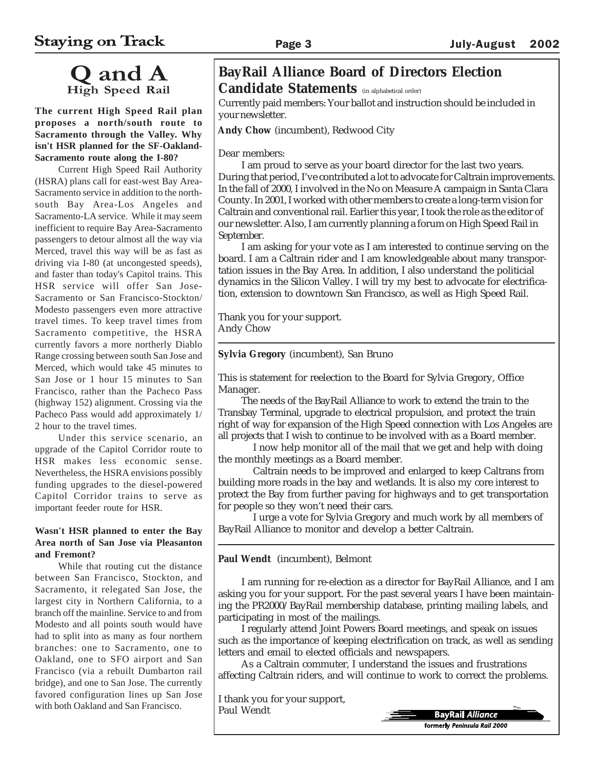# Q and A

## High Speed Rail

**The current High Speed Rail plan proposes a north/south route to Sacramento through the Valley. Why isn't HSR planned for the SF-Oakland-Sacramento route along the I-80?**

Current High Speed Rail Authority (HSRA) plans call for east-west Bay Area-Sacramento service in addition to the north-south Bay Area-Los Angeles and Sacramento-LA service. While it may seem inefficient to require Bay Area-Sacramento passengers to detour almost all the way via Merced, travel this way will be as fast as driving via I-80 (at uncongested speeds), and faster than today's Capitol trains. This HSR service will offer San Jose-Sacramento or San Francisco-Stockton/Modesto passengers even more attractive travel times. To keep travel times from Sacramento competitive, the HSRA currently favors a more northerly Diablo Range crossing between south San Jose and Merced, which would take 45 minutes to San Jose or 1 hour 15 minutes to San Francisco, rather than the Pacheco Pass (highway 152) alignment. Crossing via the Pacheco Pass would add approximately 1/2 hour to the travel times.

Under this service scenario, an upgrade of the Capitol Corridor route to HSR makes less economic sense. Nevertheless, the HSRA envisions possibly funding upgrades to the diesel-powered Capitol Corridor trains to serve as important feeder route for HSR.

**Wasn't HSR planned to enter the Bay Area north of San Jose via Pleasanton and Fremont?**

While that routing cut the distance between San Francisco, Stockton, and Sacramento, it relegated San Jose, the largest city in Northern California, to a branch off the mainline. Service to and from Modesto and all points south would have had to split into as many as four northern branches: one to Sacramento, one to Oakland, one to SFO airport and San Francisco (via a rebuilt Dumbarton rail bridge), and one to San Jose. The currently favored configuration lines up San Jose with both Oakland and San Francisco.

# BayRail Alliance Board of Directors Election Candidate Statements

(in alphabetical order)

Currently paid members: Your ballot and instruction should be included in your newsletter.

**Andy Chow** (incumbent), Redwood City

Dear members:

I am proud to serve as your board director for the last two years. During that period, I've contributed a lot to advocate for Caltrain improvements. In the fall of 2000, I involved in the No on Measure A campaign in Santa Clara County. In 2001, I worked with other members to create a long-term vision for Caltrain and conventional rail. Earlier this year, I took the role as the editor of our newsletter. Also, I am currently planning a forum on High Speed Rail in September.

I am asking for your vote as I am interested to continue serving on the board. I am a Caltrain rider and I am knowledgeable about many transportation issues in the Bay Area. In addition, I also understand the politicial dynamics in the Silicon Valley. I will try my best to advocate for electrification, extension to downtown San Francisco, as well as High Speed Rail.

Thank you for your support.
Andy Chow

---

**Sylvia Gregory** (incumbent), San Bruno

This is statement for reelection to the Board for Sylvia Gregory, Office Manager.

The needs of the BayRail Alliance to work to extend the train to the Transbay Terminal, upgrade to electrical propulsion, and protect the train right of way for expansion of the High Speed connection with Los Angeles are all projects that I wish to continue to be involved with as a Board member.

I now help monitor all of the mail that we get and help with doing the monthly meetings as a Board member.

Caltrain needs to be improved and enlarged to keep Caltrans from building more roads in the bay and wetlands. It is also my core interest to protect the Bay from further paving for highways and to get transportation for people so they won't need their cars.

I urge a vote for Sylvia Gregory and much work by all members of BayRail Alliance to monitor and develop a better Caltrain.

---

**Paul Wendt** (incumbent), Belmont

I am running for re-election as a director for BayRail Alliance, and I am asking you for your support. For the past several years I have been maintaining the PR2000/BayRail membership database, printing mailing labels, and participating in most of the mailings.

I regularly attend Joint Powers Board meetings, and speak on issues such as the importance of keeping electrification on track, as well as sending letters and email to elected officials and newspapers.

As a Caltrain commuter, I understand the issues and frustrations affecting Caltrain riders, and will continue to work to correct the problems.

I thank you for your support,
Paul Wendt

BayRail *Alliance*
formerly *Peninsula Rail 2000*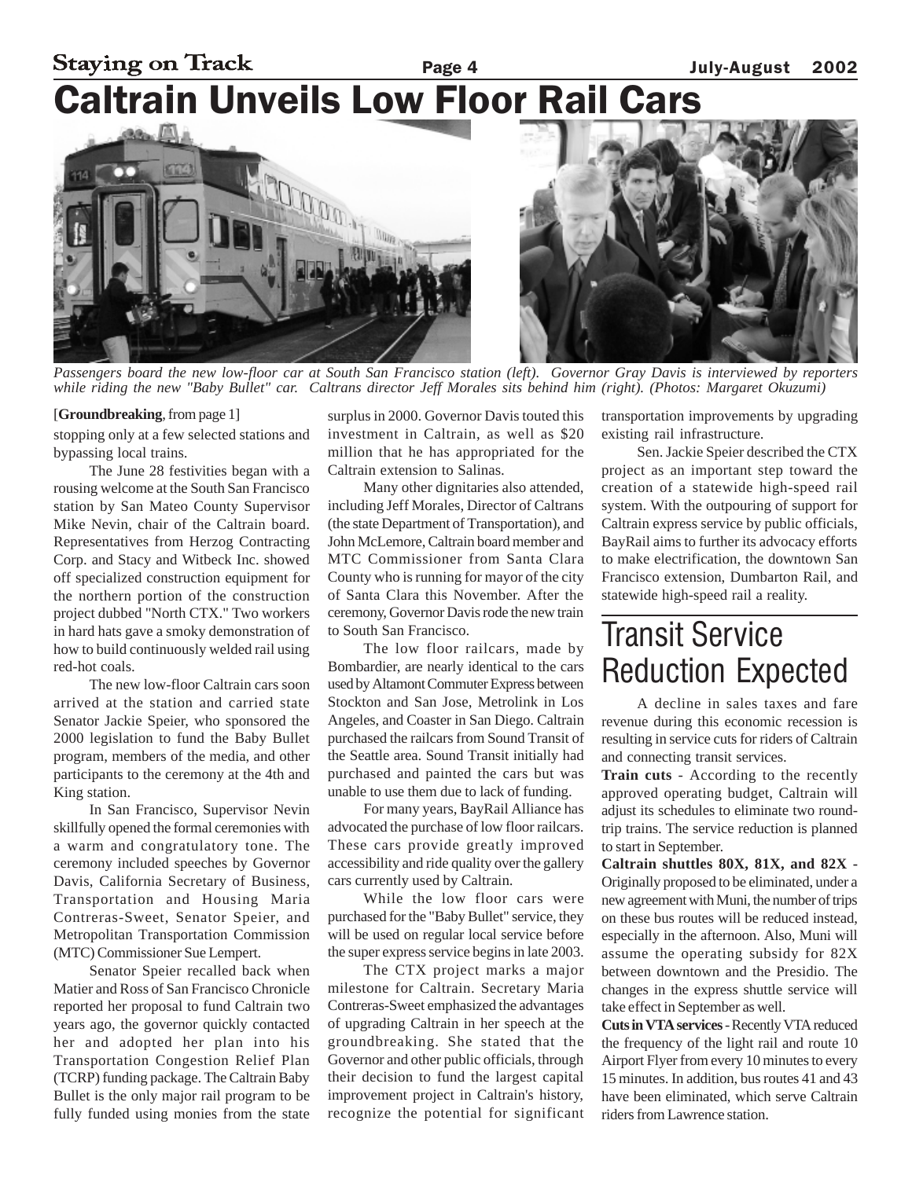# Caltrain Unveils Low Floor Rail Cars

*Passengers board the new low-floor car at South San Francisco station (left). Governor Gray Davis is interviewed by reporters while riding the new "Baby Bullet" car. Caltrans director Jeff Morales sits behind him (right). (Photos: Margaret Okuzumi)*

[**Groundbreaking**, from page 1]

stopping only at a few selected stations and bypassing local trains.

The June 28 festivities began with a rousing welcome at the South San Francisco station by San Mateo County Supervisor Mike Nevin, chair of the Caltrain board. Representatives from Herzog Contracting Corp. and Stacy and Witbeck Inc. showed off specialized construction equipment for the northern portion of the construction project dubbed "North CTX." Two workers in hard hats gave a smoky demonstration of how to build continuously welded rail using red-hot coals.

The new low-floor Caltrain cars soon arrived at the station and carried state Senator Jackie Speier, who sponsored the 2000 legislation to fund the Baby Bullet program, members of the media, and other participants to the ceremony at the 4th and King station.

In San Francisco, Supervisor Nevin skillfully opened the formal ceremonies with a warm and congratulatory tone. The ceremony included speeches by Governor Davis, California Secretary of Business, Transportation and Housing Maria Contreras-Sweet, Senator Speier, and Metropolitan Transportation Commission (MTC) Commissioner Sue Lempert.

Senator Speier recalled back when Matier and Ross of San Francisco Chronicle reported her proposal to fund Caltrain two years ago, the governor quickly contacted her and adopted her plan into his Transportation Congestion Relief Plan (TCRP) funding package. The Caltrain Baby Bullet is the only major rail program to be fully funded using monies from the state surplus in 2000. Governor Davis touted this investment in Caltrain, as well as $20 million that he has appropriated for the Caltrain extension to Salinas.

Many other dignitaries also attended, including Jeff Morales, Director of Caltrans (the state Department of Transportation), and John McLemore, Caltrain board member and MTC Commissioner from Santa Clara County who is running for mayor of the city of Santa Clara this November. After the ceremony, Governor Davis rode the new train to South San Francisco.

The low floor railcars, made by Bombardier, are nearly identical to the cars used by Altamont Commuter Express between Stockton and San Jose, Metrolink in Los Angeles, and Coaster in San Diego. Caltrain purchased the railcars from Sound Transit of the Seattle area. Sound Transit initially had purchased and painted the cars but was unable to use them due to lack of funding.

For many years, BayRail Alliance has advocated the purchase of low floor railcars. These cars provide greatly improved accessibility and ride quality over the gallery cars currently used by Caltrain.

While the low floor cars were purchased for the "Baby Bullet" service, they will be used on regular local service before the super express service begins in late 2003.

The CTX project marks a major milestone for Caltrain. Secretary Maria Contreras-Sweet emphasized the advantages of upgrading Caltrain in her speech at the groundbreaking. She stated that the Governor and other public officials, through their decision to fund the largest capital improvement project in Caltrain's history, recognize the potential for significant transportation improvements by upgrading existing rail infrastructure.

Sen. Jackie Speier described the CTX project as an important step toward the creation of a statewide high-speed rail system. With the outpouring of support for Caltrain express service by public officials, BayRail aims to further its advocacy efforts to make electrification, the downtown San Francisco extension, Dumbarton Rail, and statewide high-speed rail a reality.

# Transit Service Reduction Expected

A decline in sales taxes and fare revenue during this economic recession is resulting in service cuts for riders of Caltrain and connecting transit services.

**Train cuts** - According to the recently approved operating budget, Caltrain will adjust its schedules to eliminate two round-trip trains. The service reduction is planned to start in September.

**Caltrain shuttles 80X, 81X, and 82X** - Originally proposed to be eliminated, under a new agreement with Muni, the number of trips on these bus routes will be reduced instead, especially in the afternoon. Also, Muni will assume the operating subsidy for 82X between downtown and the Presidio. The changes in the express shuttle service will take effect in September as well.

**Cuts in VTA services** - Recently VTA reduced the frequency of the light rail and route 10 Airport Flyer from every 10 minutes to every 15 minutes. In addition, bus routes 41 and 43 have been eliminated, which serve Caltrain riders from Lawrence station.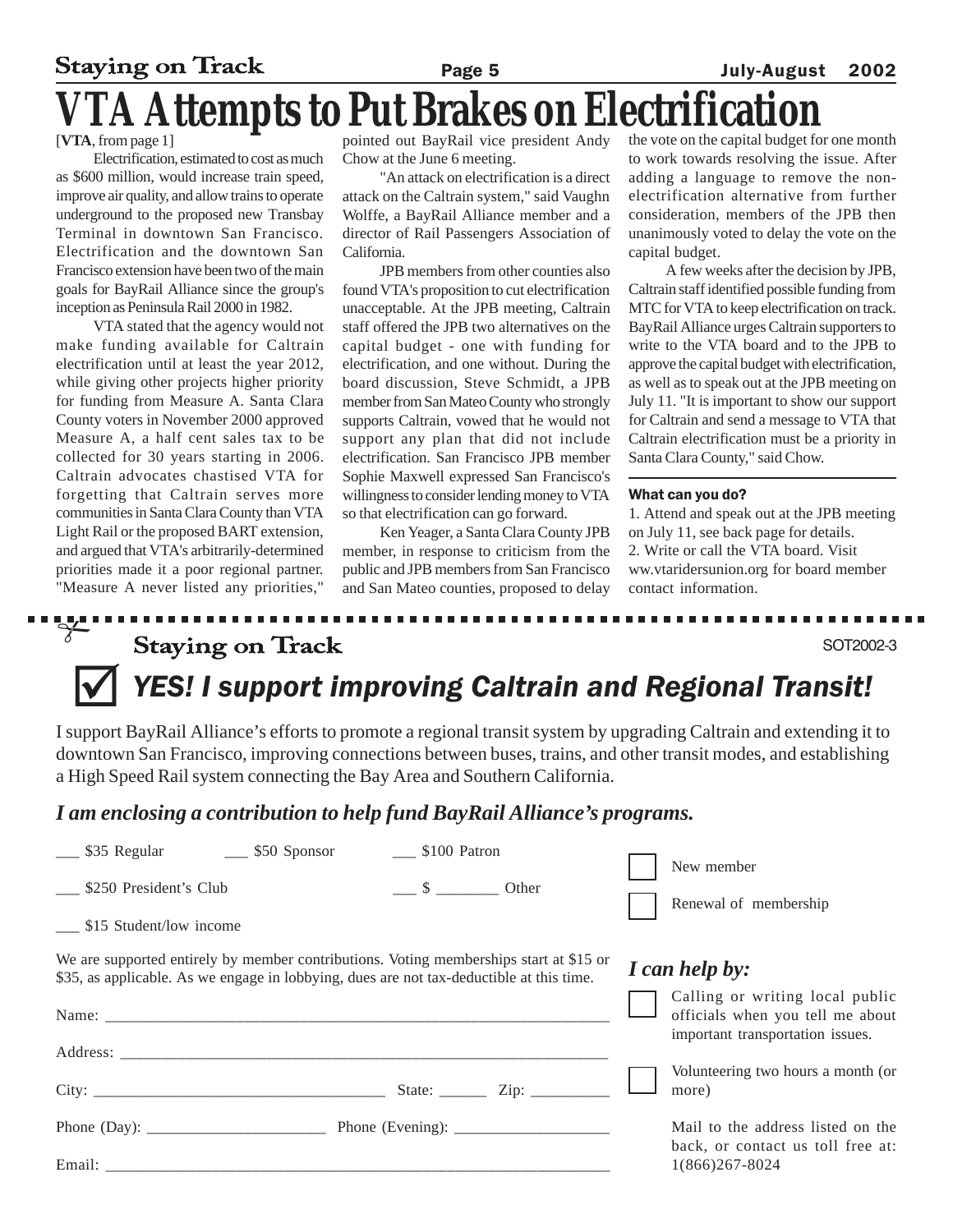# VTA Attempts to Put Brakes on Electrification

[**VTA**, from page 1]

Electrification, estimated to cost as much as $600 million, would increase train speed, improve air quality, and allow trains to operate underground to the proposed new Transbay Terminal in downtown San Francisco. Electrification and the downtown San Francisco extension have been two of the main goals for BayRail Alliance since the group's inception as Peninsula Rail 2000 in 1982.

VTA stated that the agency would not make funding available for Caltrain electrification until at least the year 2012, while giving other projects higher priority for funding from Measure A. Santa Clara County voters in November 2000 approved Measure A, a half cent sales tax to be collected for 30 years starting in 2006. Caltrain advocates chastised VTA for forgetting that Caltrain serves more communities in Santa Clara County than VTA Light Rail or the proposed BART extension, and argued that VTA's arbitrarily-determined priorities made it a poor regional partner. "Measure A never listed any priorities," pointed out BayRail vice president Andy Chow at the June 6 meeting.

"An attack on electrification is a direct attack on the Caltrain system," said Vaughn Wolffe, a BayRail Alliance member and a director of Rail Passengers Association of California.

JPB members from other counties also found VTA's proposition to cut electrification unacceptable. At the JPB meeting, Caltrain staff offered the JPB two alternatives on the capital budget - one with funding for electrification, and one without. During the board discussion, Steve Schmidt, a JPB member from San Mateo County who strongly supports Caltrain, vowed that he would not support any plan that did not include electrification. San Francisco JPB member Sophie Maxwell expressed San Francisco's willingness to consider lending money to VTA so that electrification can go forward.

Ken Yeager, a Santa Clara County JPB member, in response to criticism from the public and JPB members from San Francisco and San Mateo counties, proposed to delay the vote on the capital budget for one month to work towards resolving the issue. After adding a language to remove the non-electrification alternative from further consideration, members of the JPB then unanimously voted to delay the vote on the capital budget.

A few weeks after the decision by JPB, Caltrain staff identified possible funding from MTC for VTA to keep electrification on track. BayRail Alliance urges Caltrain supporters to write to the VTA board and to the JPB to approve the capital budget with electrification, as well as to speak out at the JPB meeting on July 11. "It is important to show our support for Caltrain and send a message to VTA that Caltrain electrification must be a priority in Santa Clara County," said Chow.

**What can you do?**

1. Attend and speak out at the JPB meeting on July 11, see back page for details.
2. Write or call the VTA board. Visit ww.vtaridersunion.org for board member contact information.

---

Staying on Track

SOT2002-3

## ☑ *YES! I support improving Caltrain and Regional Transit!*

I support BayRail Alliance's efforts to promote a regional transit system by upgrading Caltrain and extending it to downtown San Francisco, improving connections between buses, trains, and other transit modes, and establishing a High Speed Rail system connecting the Bay Area and Southern California.

***I am enclosing a contribution to help fund BayRail Alliance's programs.***

___ $35 Regular ___ $50 Sponsor ___ $100 Patron

___ $250 President's Club ___ $ ________ Other

___ $15 Student/low income

☐ New member

☐ Renewal of membership

We are supported entirely by member contributions. Voting memberships start at $15 or $35, as applicable. As we engage in lobbying, dues are not tax-deductible at this time.

Name: ____________________________________________

Address: __________________________________________

City: ______________________ State: ______ Zip: __________

Phone (Day): ____________________ Phone (Evening): __________________

Email: ____________________________________________

***I can help by:***

☐ Calling or writing local public officials when you tell me about important transportation issues.

☐ Volunteering two hours a month (or more)

Mail to the address listed on the back, or contact us toll free at: 1(866)267-8024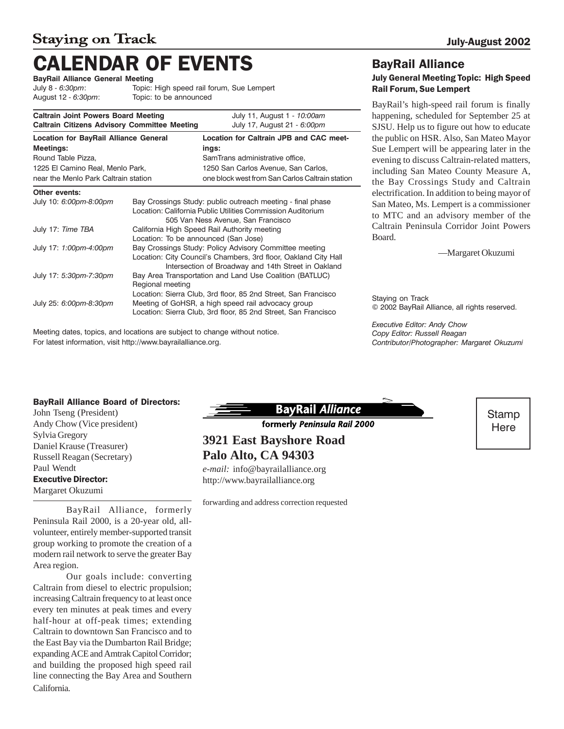# CALENDAR OF EVENTS

**BayRail Alliance General Meeting**

| | |
|---|---|
| July 8 - *6:30pm*: | Topic: High speed rail forum, Sue Lempert |
| August 12 - *6:30pm*: | Topic: to be announced |

| | |
|---|---|
| **Caltrain Joint Powers Board Meeting** | July 11, August 1 - *10:00am* |
| **Caltrain Citizens Advisory Committee Meeting** | July 17, August 21 - *6:00pm* |

**Location for BayRail Alliance General Meetings:**
Round Table Pizza,
1225 El Camino Real, Menlo Park,
near the Menlo Park Caltrain station

**Location for Caltrain JPB and CAC meetings:**
SamTrans administrative office,
1250 San Carlos Avenue, San Carlos,
one block west from San Carlos Caltrain station

**Other events:**

| | |
|---|---|
| July 10: *6:00pm-8:00pm* | Bay Crossings Study: public outreach meeting - final phase<br>Location: California Public Utilities Commission Auditorium<br>505 Van Ness Avenue, San Francisco |
| July 17: *Time TBA* | California High Speed Rail Authority meeting<br>Location: To be announced (San Jose) |
| July 17: *1:00pm-4:00pm* | Bay Crossings Study: Policy Advisory Committee meeting<br>Location: City Council's Chambers, 3rd floor, Oakland City Hall<br>Intersection of Broadway and 14th Street in Oakland |
| July 17: *5:30pm-7:30pm* | Bay Area Transportation and Land Use Coalition (BATLUC)<br>Regional meeting<br>Location: Sierra Club, 3rd floor, 85 2nd Street, San Francisco |
| July 25: *6:00pm-8:30pm* | Meeting of GoHSR, a high speed rail advocacy group<br>Location: Sierra Club, 3rd floor, 85 2nd Street, San Francisco |

Meeting dates, topics, and locations are subject to change without notice.
For latest information, visit http://www.bayrailalliance.org.

## BayRail Alliance

### July General Meeting Topic: High Speed Rail Forum, Sue Lempert

BayRail's high-speed rail forum is finally happening, scheduled for September 25 at SJSU. Help us to figure out how to educate the public on HSR. Also, San Mateo Mayor Sue Lempert will be appearing later in the evening to discuss Caltrain-related matters, including San Mateo County Measure A, the Bay Crossings Study and Caltrain electrification. In addition to being mayor of San Mateo, Ms. Lempert is a commissioner to MTC and an advisory member of the Caltrain Peninsula Corridor Joint Powers Board.

—Margaret Okuzumi

Staying on Track
© 2002 BayRail Alliance, all rights reserved.

*Executive Editor: Andy Chow*
*Copy Editor: Russell Reagan*
*Contributor/Photographer: Margaret Okuzumi*

**BayRail Alliance Board of Directors:**
John Tseng (President)
Andy Chow (Vice president)
Sylvia Gregory
Daniel Krause (Treasurer)
Russell Reagan (Secretary)
Paul Wendt
**Executive Director:**
Margaret Okuzumi

BayRail Alliance, formerly Peninsula Rail 2000, is a 20-year old, all-volunteer, entirely member-supported transit group working to promote the creation of a modern rail network to serve the greater Bay Area region.

Our goals include: converting Caltrain from diesel to electric propulsion; increasing Caltrain frequency to at least once every ten minutes at peak times and every half-hour at off-peak times; extending Caltrain to downtown San Francisco and to the East Bay via the Dumbarton Rail Bridge; expanding ACE and Amtrak Capitol Corridor; and building the proposed high speed rail line connecting the Bay Area and Southern California.

**BayRail *Alliance***
**formerly *Peninsula Rail 2000***

**3921 East Bayshore Road**
**Palo Alto, CA 94303**

*e-mail:* info@bayrailalliance.org
http://www.bayrailalliance.org

forwarding and address correction requested

Stamp Here